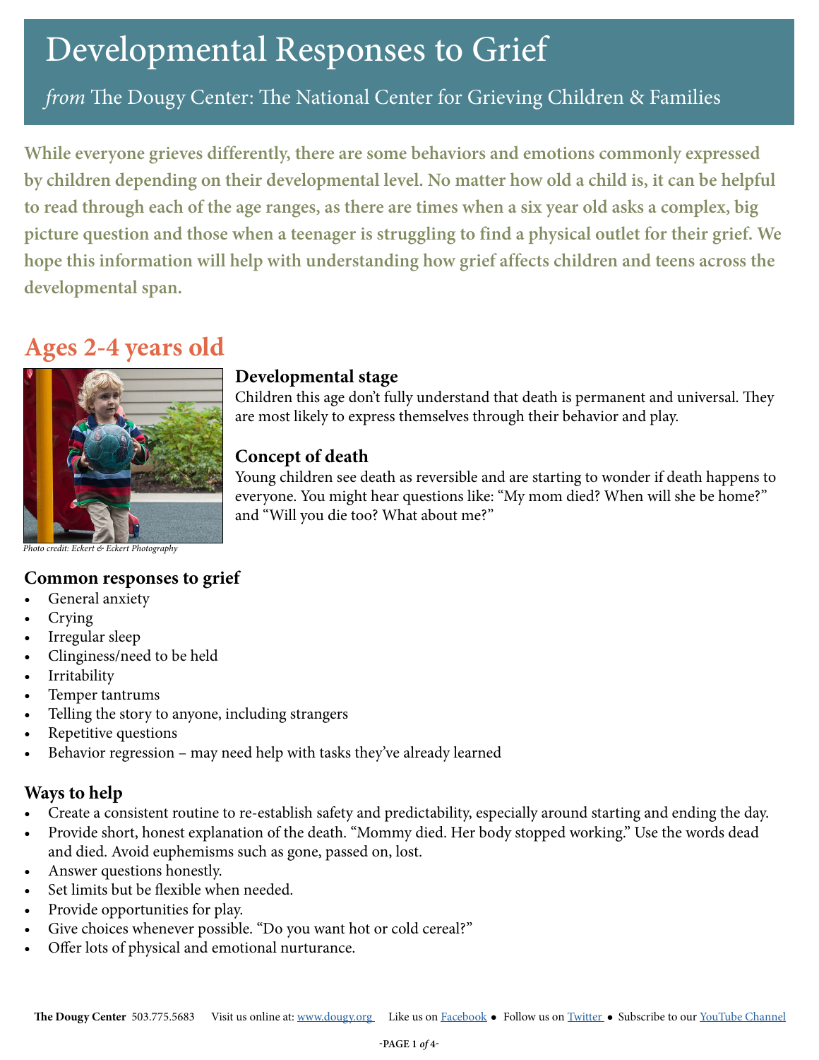# Developmental Responses to Grief

*from* The Dougy Center: The National Center for Grieving Children & Families

**While everyone grieves differently, there are some behaviors and emotions commonly expressed by children depending on their developmental level. No matter how old a child is, it can be helpful to read through each of the age ranges, as there are times when a six year old asks a complex, big picture question and those when a teenager is struggling to find a physical outlet for their grief. We hope this information will help with understanding how grief affects children and teens across the developmental span.**

## Ages 2-4 years old

*Photo credit: Eckert & Eckert Photography*

### Developmental stage

Children this age don't fully understand that death is permanent and universal. They are most likely to express themselves through their behavior and play.

### Concept of death

Young children see death as reversible and are starting to wonder if death happens to everyone. You might hear questions like: "My mom died? When will she be home?" and "Will you die too? What about me?"

### Common responses to grief

- General anxiety
- Crying
- Irregular sleep
- Clinginess/need to be held
- Irritability
- Temper tantrums
- Telling the story to anyone, including strangers
- Repetitive questions
- Behavior regression – may need help with tasks they've already learned

### Ways to help

- Create a consistent routine to re-establish safety and predictability, especially around starting and ending the day.
- Provide short, honest explanation of the death. "Mommy died. Her body stopped working." Use the words dead and died. Avoid euphemisms such as gone, passed on, lost.
- Answer questions honestly.
- Set limits but be flexible when needed.
- Provide opportunities for play.
- Give choices whenever possible. "Do you want hot or cold cereal?"
- Offer lots of physical and emotional nurturance.

**The Dougy Center** 503.775.5683 Visit us online at: www.dougy.org Like us on Facebook • Follow us on Twitter • Subscribe to our YouTube Channel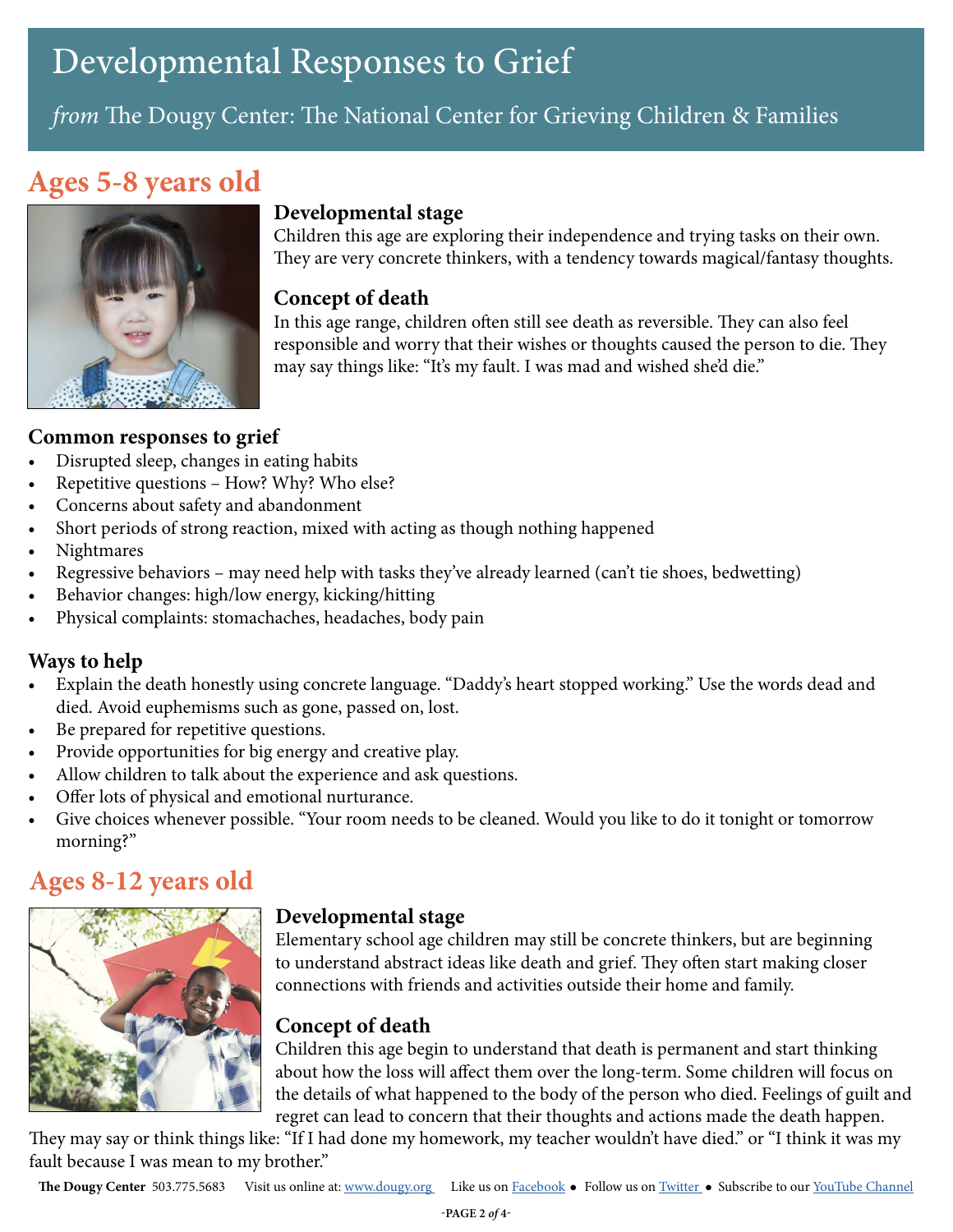# Developmental Responses to Grief

*from* The Dougy Center: The National Center for Grieving Children & Families

## Ages 5-8 years old

### Developmental stage

Children this age are exploring their independence and trying tasks on their own. They are very concrete thinkers, with a tendency towards magical/fantasy thoughts.

### Concept of death

In this age range, children often still see death as reversible. They can also feel responsible and worry that their wishes or thoughts caused the person to die. They may say things like: "It's my fault. I was mad and wished she'd die."

### Common responses to grief

- Disrupted sleep, changes in eating habits
- Repetitive questions – How? Why? Who else?
- Concerns about safety and abandonment
- Short periods of strong reaction, mixed with acting as though nothing happened
- Nightmares
- Regressive behaviors – may need help with tasks they've already learned (can't tie shoes, bedwetting)
- Behavior changes: high/low energy, kicking/hitting
- Physical complaints: stomachaches, headaches, body pain

### Ways to help

- Explain the death honestly using concrete language. "Daddy's heart stopped working." Use the words dead and died. Avoid euphemisms such as gone, passed on, lost.
- Be prepared for repetitive questions.
- Provide opportunities for big energy and creative play.
- Allow children to talk about the experience and ask questions.
- Offer lots of physical and emotional nurturance.
- Give choices whenever possible. "Your room needs to be cleaned. Would you like to do it tonight or tomorrow morning?"

## Ages 8-12 years old

### Developmental stage

Elementary school age children may still be concrete thinkers, but are beginning to understand abstract ideas like death and grief. They often start making closer connections with friends and activities outside their home and family.

### Concept of death

Children this age begin to understand that death is permanent and start thinking about how the loss will affect them over the long-term. Some children will focus on the details of what happened to the body of the person who died. Feelings of guilt and regret can lead to concern that their thoughts and actions made the death happen. They may say or think things like: "If I had done my homework, my teacher wouldn't have died." or "I think it was my fault because I was mean to my brother."

**The Dougy Center** 503.775.5683 Visit us online at: www.dougy.org Like us on Facebook • Follow us on Twitter • Subscribe to our YouTube Channel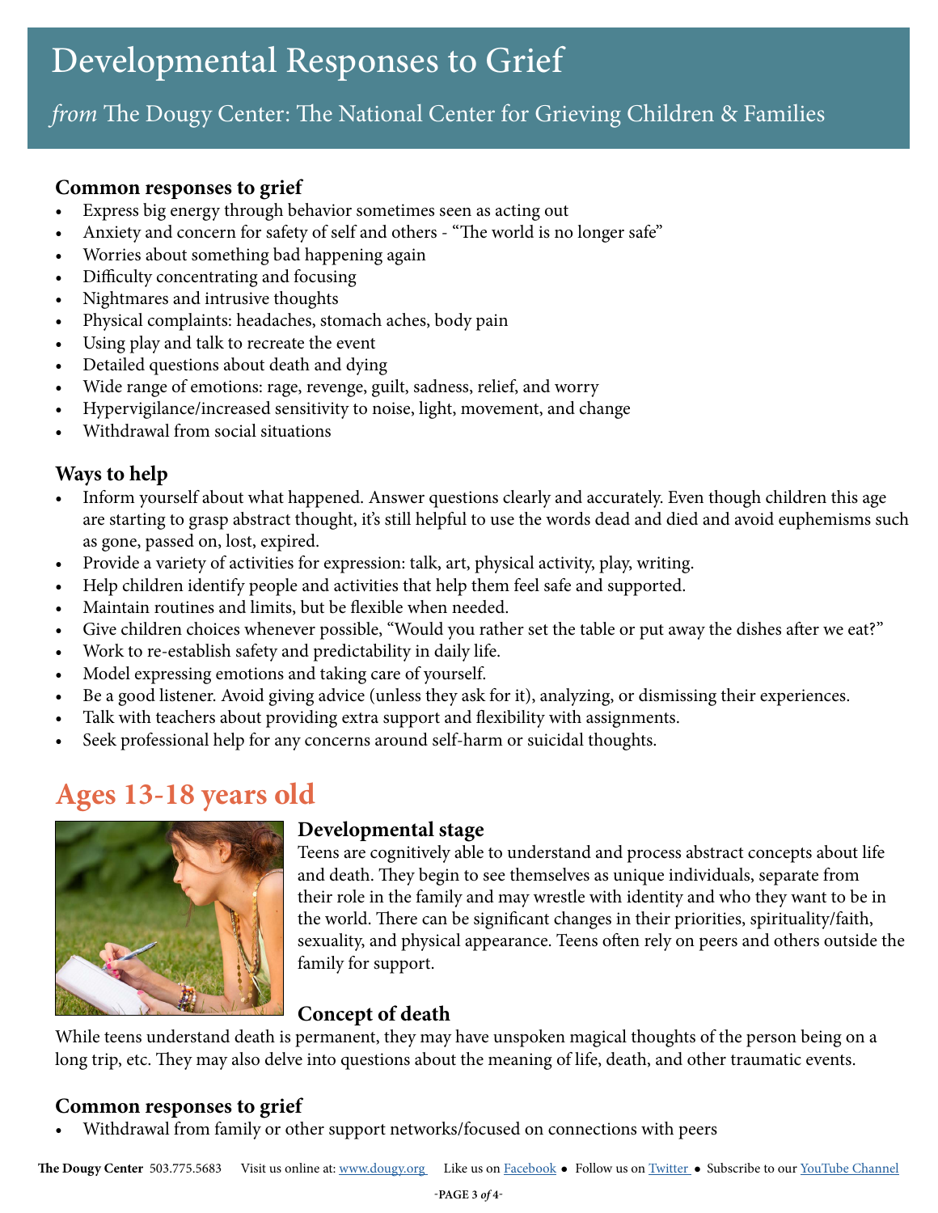# Developmental Responses to Grief

## *from* The Dougy Center: The National Center for Grieving Children & Families

### Common responses to grief

- Express big energy through behavior sometimes seen as acting out
- Anxiety and concern for safety of self and others - "The world is no longer safe"
- Worries about something bad happening again
- Difficulty concentrating and focusing
- Nightmares and intrusive thoughts
- Physical complaints: headaches, stomach aches, body pain
- Using play and talk to recreate the event
- Detailed questions about death and dying
- Wide range of emotions: rage, revenge, guilt, sadness, relief, and worry
- Hypervigilance/increased sensitivity to noise, light, movement, and change
- Withdrawal from social situations

### Ways to help

- Inform yourself about what happened. Answer questions clearly and accurately. Even though children this age are starting to grasp abstract thought, it's still helpful to use the words dead and died and avoid euphemisms such as gone, passed on, lost, expired.
- Provide a variety of activities for expression: talk, art, physical activity, play, writing.
- Help children identify people and activities that help them feel safe and supported.
- Maintain routines and limits, but be flexible when needed.
- Give children choices whenever possible, "Would you rather set the table or put away the dishes after we eat?"
- Work to re-establish safety and predictability in daily life.
- Model expressing emotions and taking care of yourself.
- Be a good listener. Avoid giving advice (unless they ask for it), analyzing, or dismissing their experiences.
- Talk with teachers about providing extra support and flexibility with assignments.
- Seek professional help for any concerns around self-harm or suicidal thoughts.

## Ages 13-18 years old

### Developmental stage

Teens are cognitively able to understand and process abstract concepts about life and death. They begin to see themselves as unique individuals, separate from their role in the family and may wrestle with identity and who they want to be in the world. There can be significant changes in their priorities, spirituality/faith, sexuality, and physical appearance. Teens often rely on peers and others outside the family for support.

### Concept of death

While teens understand death is permanent, they may have unspoken magical thoughts of the person being on a long trip, etc. They may also delve into questions about the meaning of life, death, and other traumatic events.

### Common responses to grief

- Withdrawal from family or other support networks/focused on connections with peers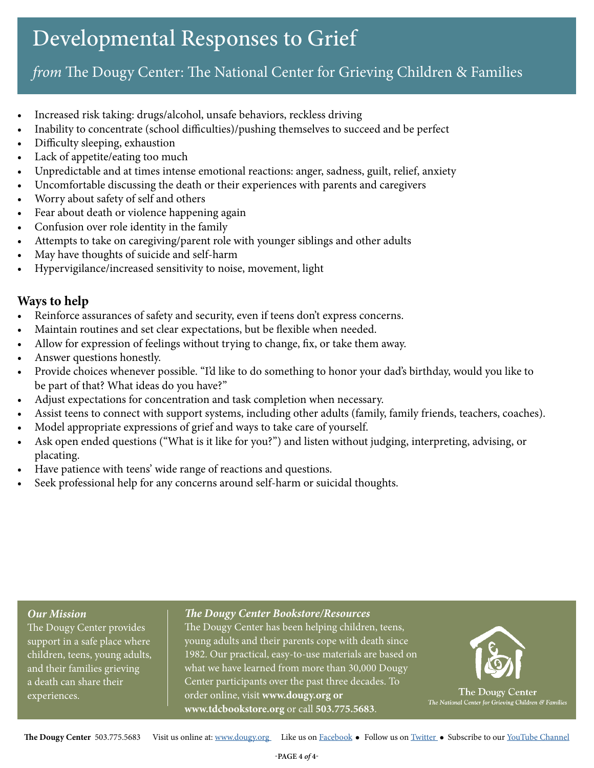# Developmental Responses to Grief

## *from* The Dougy Center: The National Center for Grieving Children & Families

- Increased risk taking: drugs/alcohol, unsafe behaviors, reckless driving
- Inability to concentrate (school difficulties)/pushing themselves to succeed and be perfect
- Difficulty sleeping, exhaustion
- Lack of appetite/eating too much
- Unpredictable and at times intense emotional reactions: anger, sadness, guilt, relief, anxiety
- Uncomfortable discussing the death or their experiences with parents and caregivers
- Worry about safety of self and others
- Fear about death or violence happening again
- Confusion over role identity in the family
- Attempts to take on caregiving/parent role with younger siblings and other adults
- May have thoughts of suicide and self-harm
- Hypervigilance/increased sensitivity to noise, movement, light

### Ways to help

- Reinforce assurances of safety and security, even if teens don't express concerns.
- Maintain routines and set clear expectations, but be flexible when needed.
- Allow for expression of feelings without trying to change, fix, or take them away.
- Answer questions honestly.
- Provide choices whenever possible. "I'd like to do something to honor your dad's birthday, would you like to be part of that? What ideas do you have?"
- Adjust expectations for concentration and task completion when necessary.
- Assist teens to connect with support systems, including other adults (family, family friends, teachers, coaches).
- Model appropriate expressions of grief and ways to take care of yourself.
- Ask open ended questions ("What is it like for you?") and listen without judging, interpreting, advising, or placating.
- Have patience with teens' wide range of reactions and questions.
- Seek professional help for any concerns around self-harm or suicidal thoughts.

***Our Mission***

The Dougy Center provides support in a safe place where children, teens, young adults, and their families grieving a death can share their experiences.

***The Dougy Center Bookstore/Resources***

The Dougy Center has been helping children, teens, young adults and their parents cope with death since 1982. Our practical, easy-to-use materials are based on what we have learned from more than 30,000 Dougy Center participants over the past three decades. To order online, visit **www.dougy.org or www.tdcbookstore.org** or call **503.775.5683**.

The Dougy Center
*The National Center for Grieving Children & Families*

**The Dougy Center** 503.775.5683 Visit us online at: www.dougy.org Like us on Facebook ● Follow us on Twitter ● Subscribe to our YouTube Channel